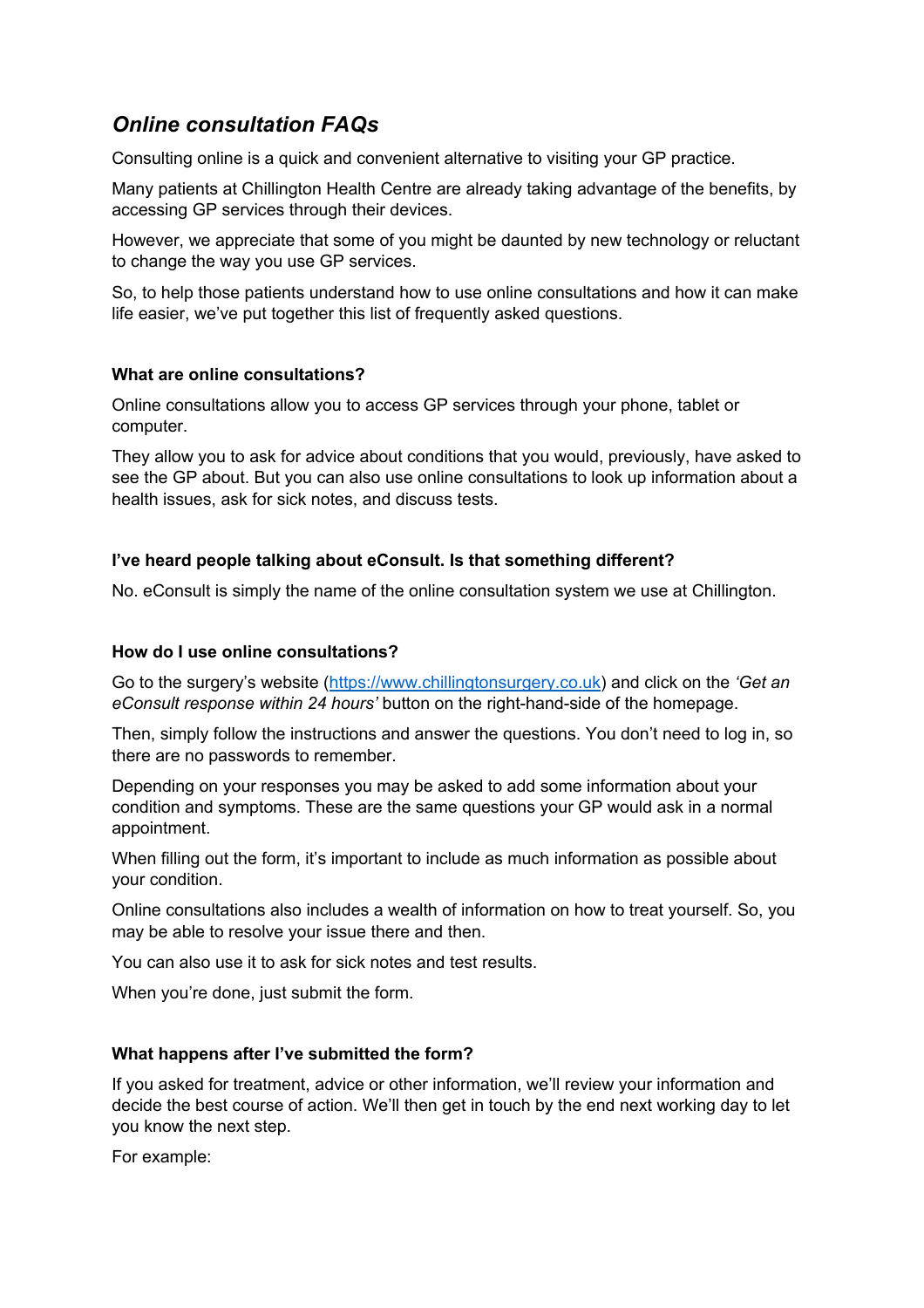# *Online consultation FAQs*

Consulting online is a quick and convenient alternative to visiting your GP practice.

Many patients at Chillington Health Centre are already taking advantage of the benefits, by accessing GP services through their devices.

However, we appreciate that some of you might be daunted by new technology or reluctant to change the way you use GP services.

So, to help those patients understand how to use online consultations and how it can make life easier, we've put together this list of frequently asked questions.

**What are online consultations?**

Online consultations allow you to access GP services through your phone, tablet or computer.

They allow you to ask for advice about conditions that you would, previously, have asked to see the GP about. But you can also use online consultations to look up information about a health issues, ask for sick notes, and discuss tests.

**I've heard people talking about eConsult. Is that something different?**

No. eConsult is simply the name of the online consultation system we use at Chillington.

**How do I use online consultations?**

Go to the surgery's website ([https://www.chillingtonsurgery.co.uk](https://www.chillingtonsurgery.co.uk)) and click on the *'Get an eConsult response within 24 hours'* button on the right-hand-side of the homepage.

Then, simply follow the instructions and answer the questions. You don't need to log in, so there are no passwords to remember.

Depending on your responses you may be asked to add some information about your condition and symptoms. These are the same questions your GP would ask in a normal appointment.

When filling out the form, it's important to include as much information as possible about your condition.

Online consultations also includes a wealth of information on how to treat yourself. So, you may be able to resolve your issue there and then.

You can also use it to ask for sick notes and test results.

When you're done, just submit the form.

**What happens after I've submitted the form?**

If you asked for treatment, advice or other information, we'll review your information and decide the best course of action. We'll then get in touch by the end next working day to let you know the next step.

For example: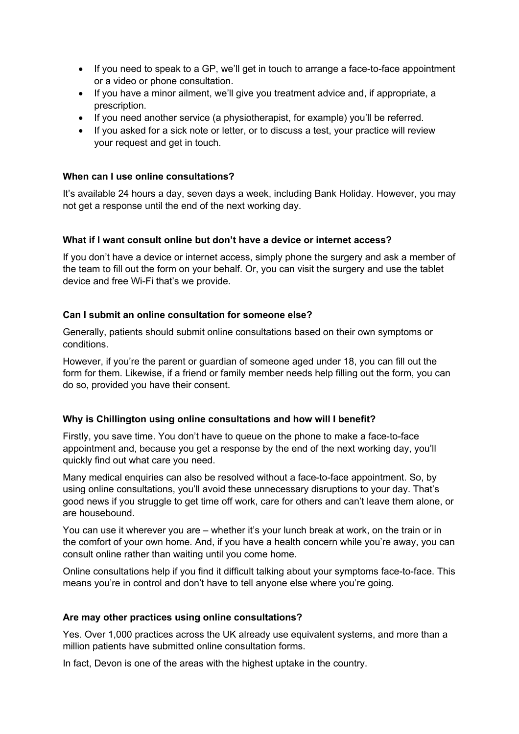- If you need to speak to a GP, we'll get in touch to arrange a face-to-face appointment or a video or phone consultation.
- If you have a minor ailment, we'll give you treatment advice and, if appropriate, a prescription.
- If you need another service (a physiotherapist, for example) you'll be referred.
- If you asked for a sick note or letter, or to discuss a test, your practice will review your request and get in touch.

**When can I use online consultations?**

It's available 24 hours a day, seven days a week, including Bank Holiday. However, you may not get a response until the end of the next working day.

**What if I want consult online but don't have a device or internet access?**

If you don't have a device or internet access, simply phone the surgery and ask a member of the team to fill out the form on your behalf. Or, you can visit the surgery and use the tablet device and free Wi-Fi that's we provide.

**Can I submit an online consultation for someone else?**

Generally, patients should submit online consultations based on their own symptoms or conditions.

However, if you're the parent or guardian of someone aged under 18, you can fill out the form for them. Likewise, if a friend or family member needs help filling out the form, you can do so, provided you have their consent.

**Why is Chillington using online consultations and how will I benefit?**

Firstly, you save time. You don't have to queue on the phone to make a face-to-face appointment and, because you get a response by the end of the next working day, you'll quickly find out what care you need.

Many medical enquiries can also be resolved without a face-to-face appointment. So, by using online consultations, you'll avoid these unnecessary disruptions to your day. That's good news if you struggle to get time off work, care for others and can't leave them alone, or are housebound.

You can use it wherever you are – whether it's your lunch break at work, on the train or in the comfort of your own home. And, if you have a health concern while you're away, you can consult online rather than waiting until you come home.

Online consultations help if you find it difficult talking about your symptoms face-to-face. This means you're in control and don't have to tell anyone else where you're going.

**Are may other practices using online consultations?**

Yes. Over 1,000 practices across the UK already use equivalent systems, and more than a million patients have submitted online consultation forms.

In fact, Devon is one of the areas with the highest uptake in the country.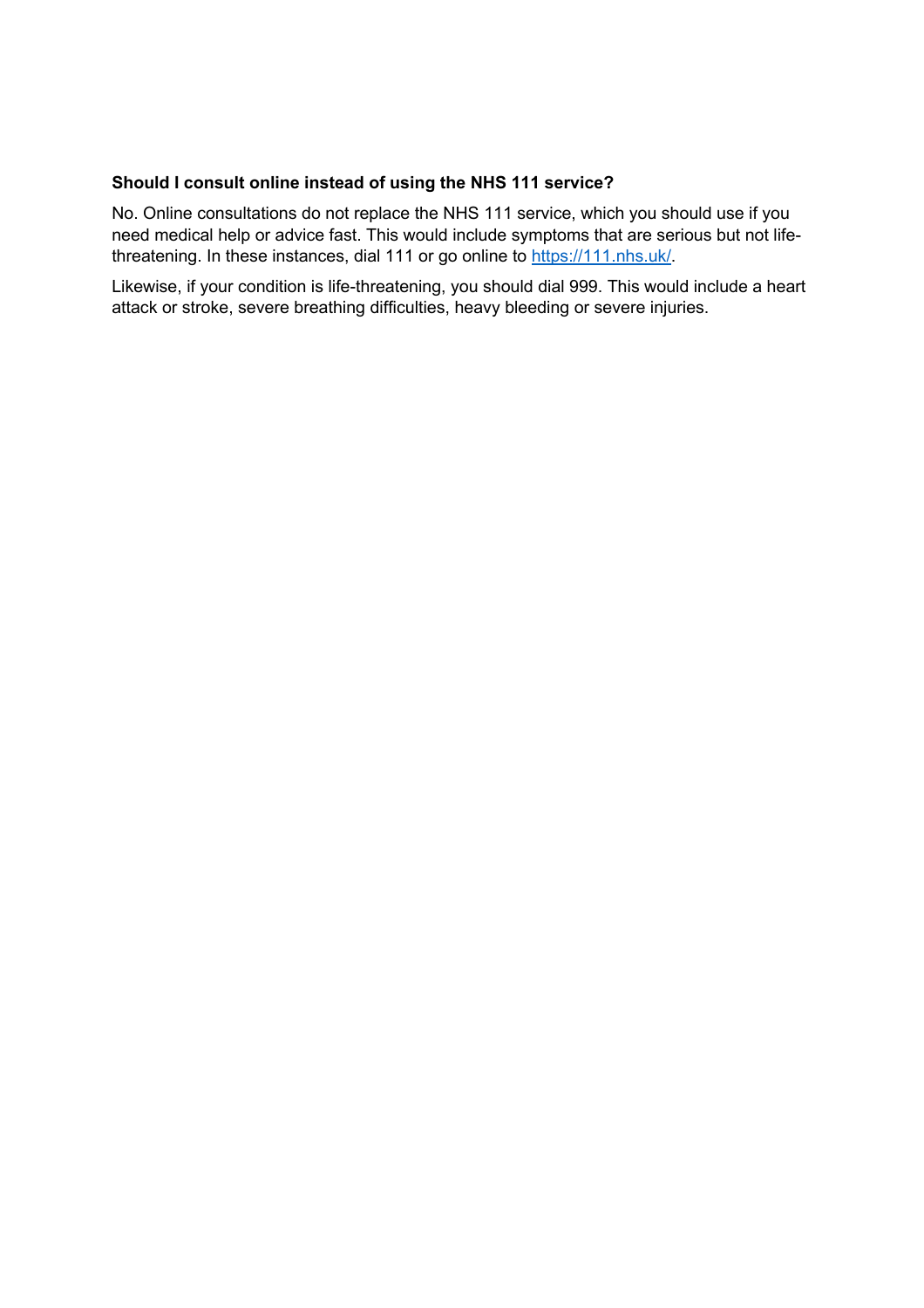**Should I consult online instead of using the NHS 111 service?**

No. Online consultations do not replace the NHS 111 service, which you should use if you need medical help or advice fast. This would include symptoms that are serious but not life-threatening. In these instances, dial 111 or go online to [https://111.nhs.uk/](https://111.nhs.uk/).

Likewise, if your condition is life-threatening, you should dial 999. This would include a heart attack or stroke, severe breathing difficulties, heavy bleeding or severe injuries.